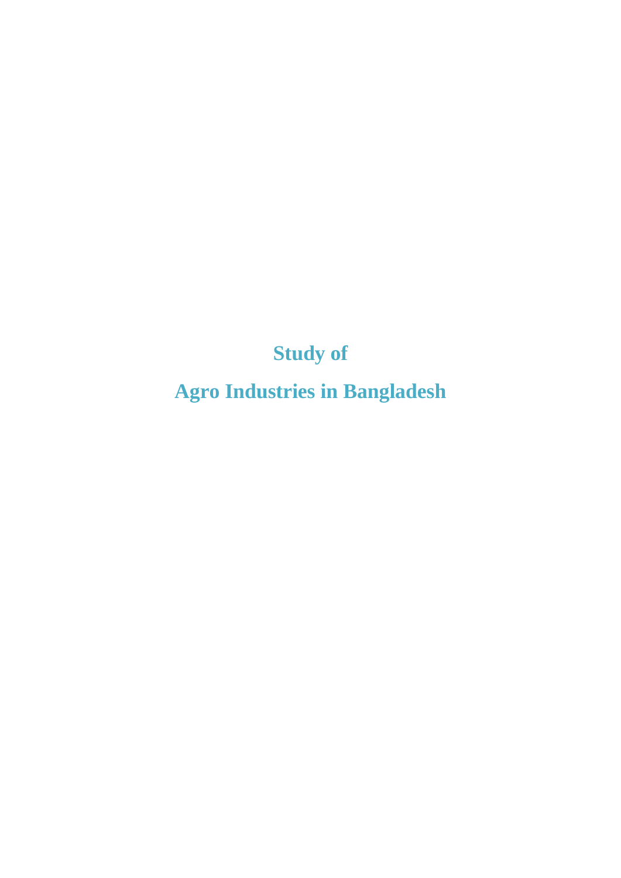# Study of

# Agro Industries in Bangladesh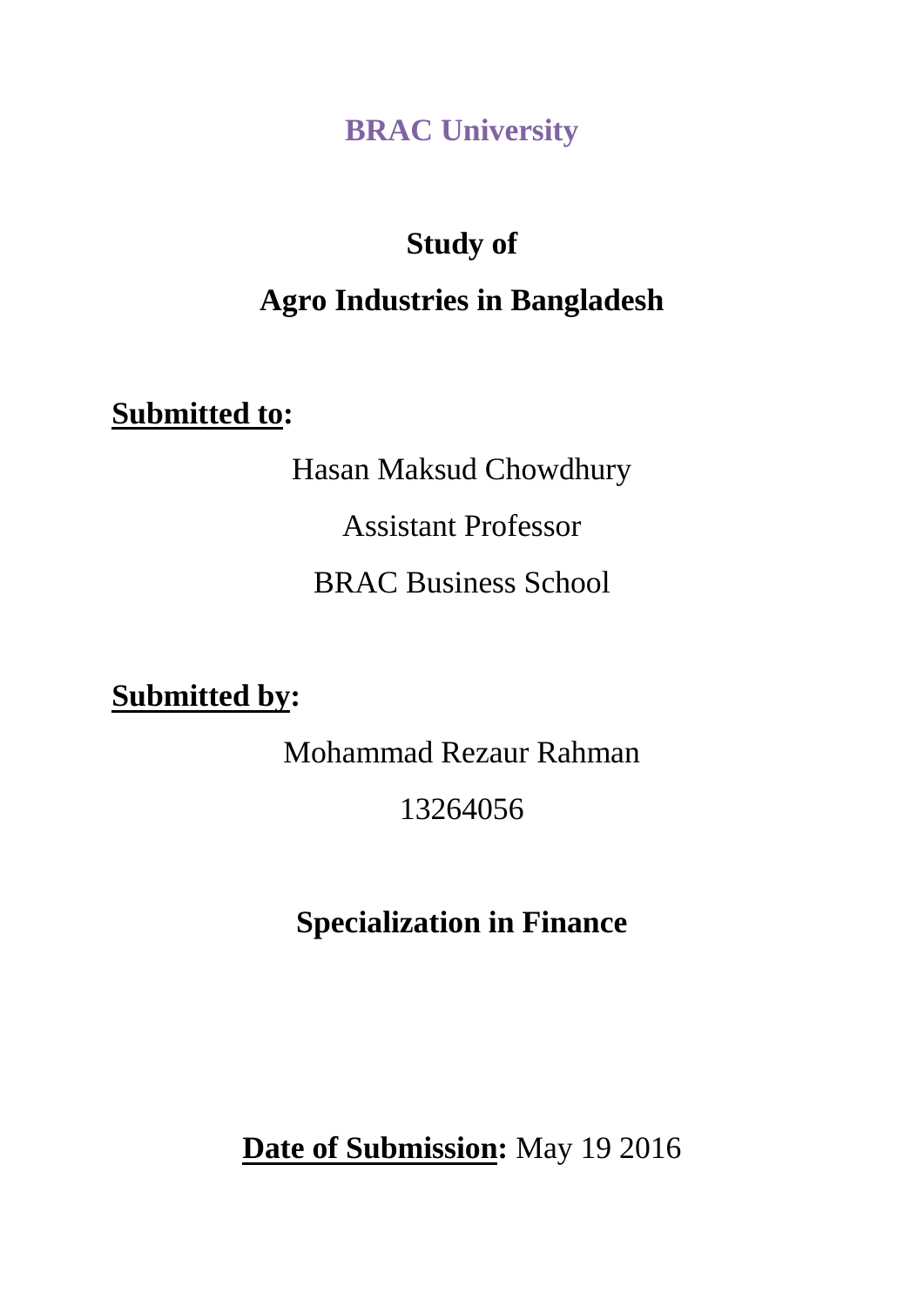**BRAC University**

# Study of

# Agro Industries in Bangladesh

**Submitted to:**

Hasan Maksud Chowdhury

Assistant Professor

BRAC Business School

**Submitted by:**

Mohammad Rezaur Rahman

13264056

**Specialization in Finance**

**Date of Submission:** May 19 2016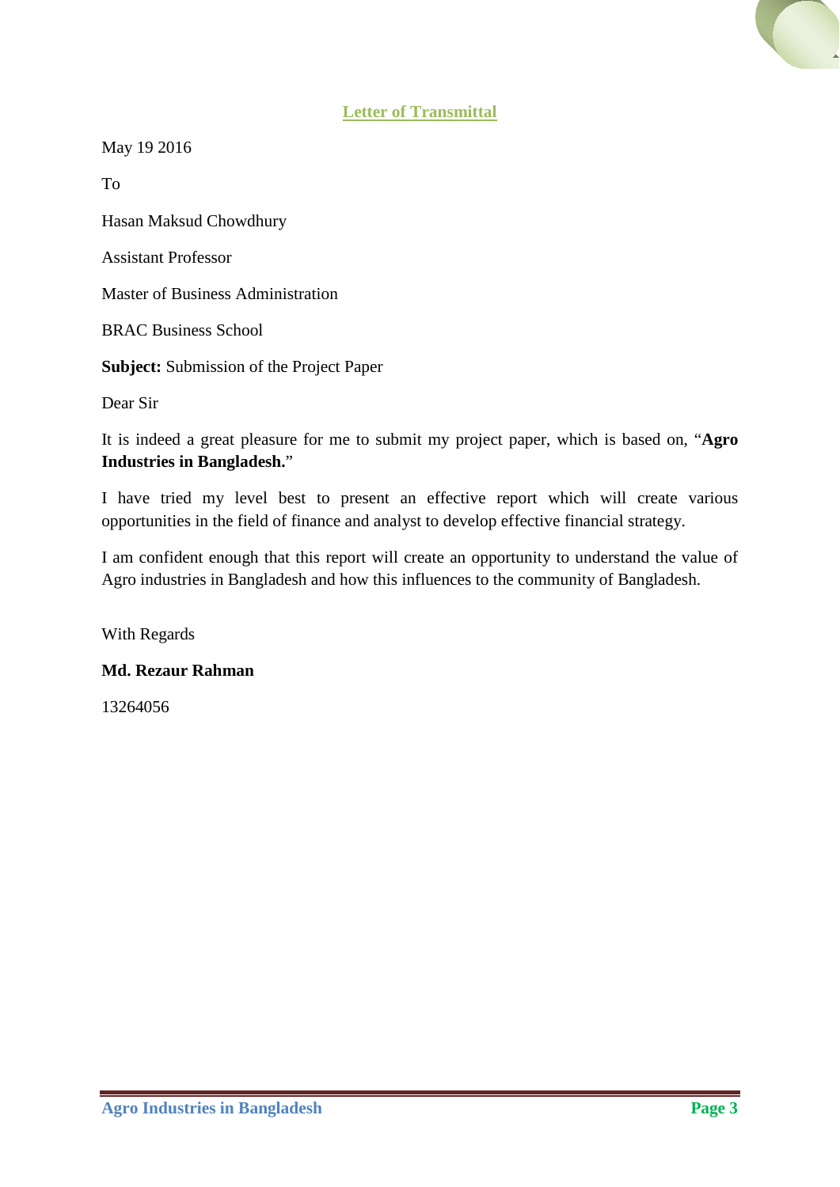## Letter of Transmittal

May 19 2016

To

Hasan Maksud Chowdhury

Assistant Professor

Master of Business Administration

BRAC Business School

**Subject:** Submission of the Project Paper

Dear Sir

It is indeed a great pleasure for me to submit my project paper, which is based on, "**Agro Industries in Bangladesh.**"

I have tried my level best to present an effective report which will create various opportunities in the field of finance and analyst to develop effective financial strategy.

I am confident enough that this report will create an opportunity to understand the value of Agro industries in Bangladesh and how this influences to the community of Bangladesh.

With Regards

**Md. Rezaur Rahman**

13264056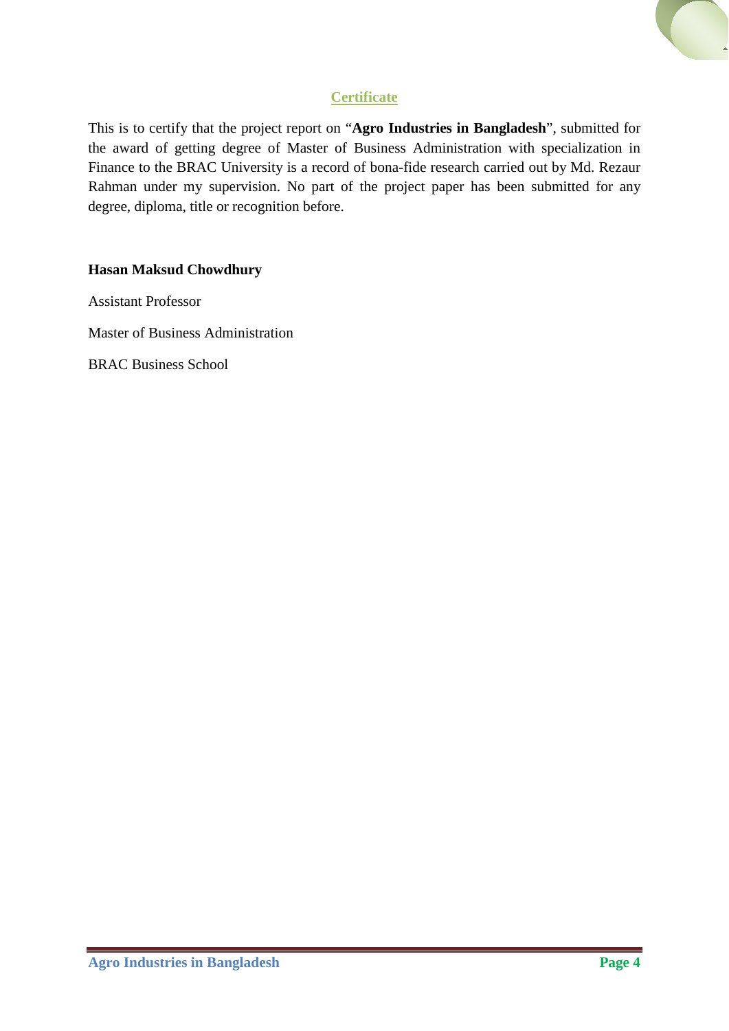## Certificate

This is to certify that the project report on "**Agro Industries in Bangladesh**", submitted for the award of getting degree of Master of Business Administration with specialization in Finance to the BRAC University is a record of bona-fide research carried out by Md. Rezaur Rahman under my supervision. No part of the project paper has been submitted for any degree, diploma, title or recognition before.

**Hasan Maksud Chowdhury**

Assistant Professor

Master of Business Administration

BRAC Business School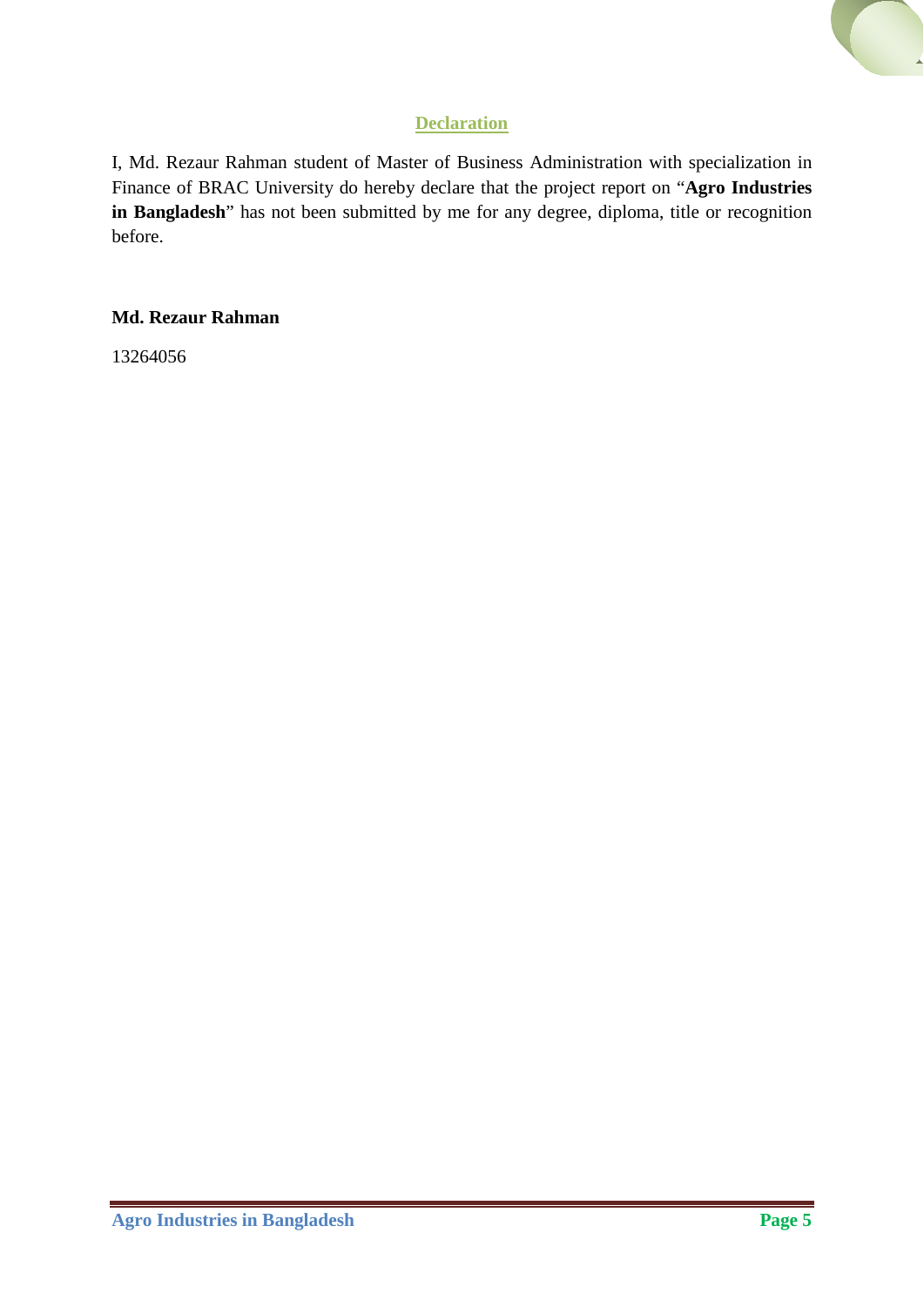## Declaration

I, Md. Rezaur Rahman student of Master of Business Administration with specialization in Finance of BRAC University do hereby declare that the project report on "**Agro Industries in Bangladesh**" has not been submitted by me for any degree, diploma, title or recognition before.

**Md. Rezaur Rahman**

13264056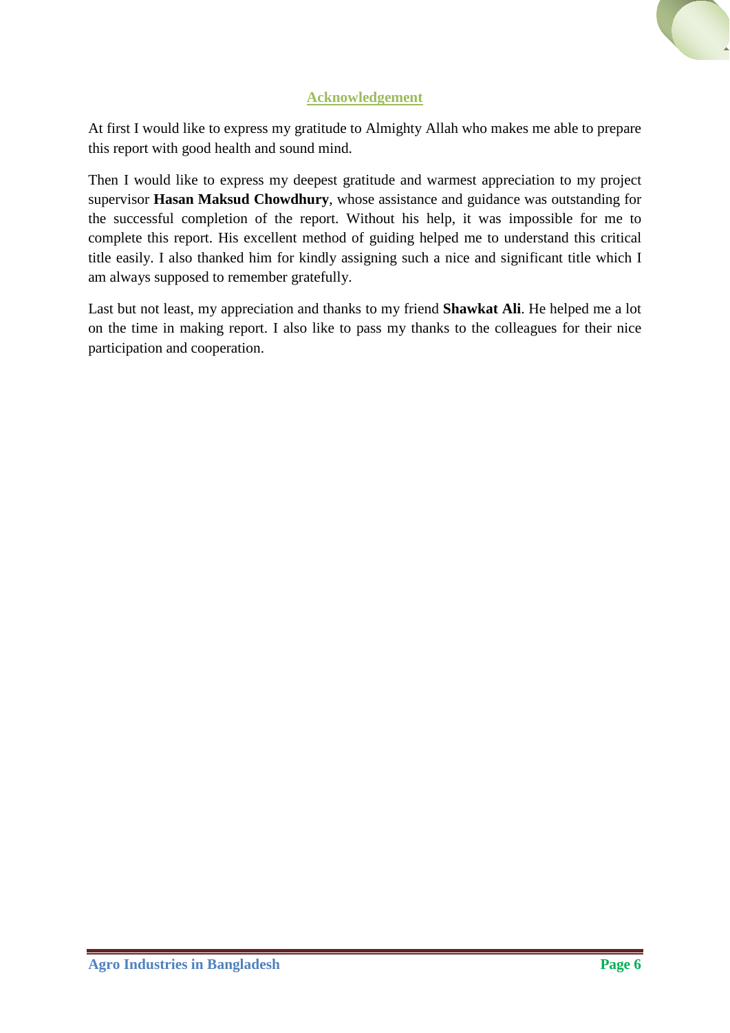## Acknowledgement

At first I would like to express my gratitude to Almighty Allah who makes me able to prepare this report with good health and sound mind.

Then I would like to express my deepest gratitude and warmest appreciation to my project supervisor **Hasan Maksud Chowdhury**, whose assistance and guidance was outstanding for the successful completion of the report. Without his help, it was impossible for me to complete this report. His excellent method of guiding helped me to understand this critical title easily. I also thanked him for kindly assigning such a nice and significant title which I am always supposed to remember gratefully.

Last but not least, my appreciation and thanks to my friend **Shawkat Ali**. He helped me a lot on the time in making report. I also like to pass my thanks to the colleagues for their nice participation and cooperation.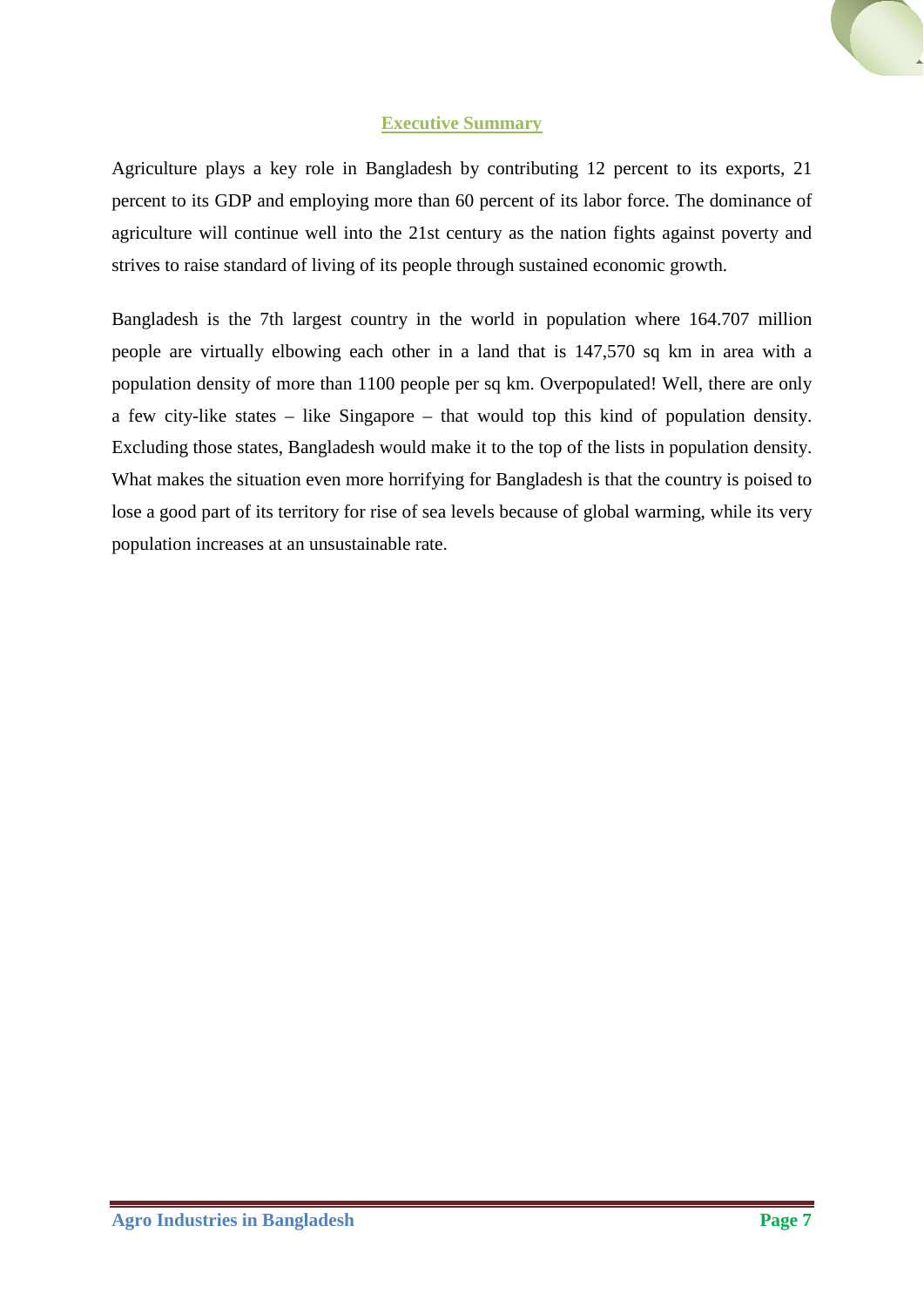## Executive Summary

Agriculture plays a key role in Bangladesh by contributing 12 percent to its exports, 21 percent to its GDP and employing more than 60 percent of its labor force. The dominance of agriculture will continue well into the 21st century as the nation fights against poverty and strives to raise standard of living of its people through sustained economic growth.

Bangladesh is the 7th largest country in the world in population where 164.707 million people are virtually elbowing each other in a land that is 147,570 sq km in area with a population density of more than 1100 people per sq km. Overpopulated! Well, there are only a few city-like states – like Singapore – that would top this kind of population density. Excluding those states, Bangladesh would make it to the top of the lists in population density. What makes the situation even more horrifying for Bangladesh is that the country is poised to lose a good part of its territory for rise of sea levels because of global warming, while its very population increases at an unsustainable rate.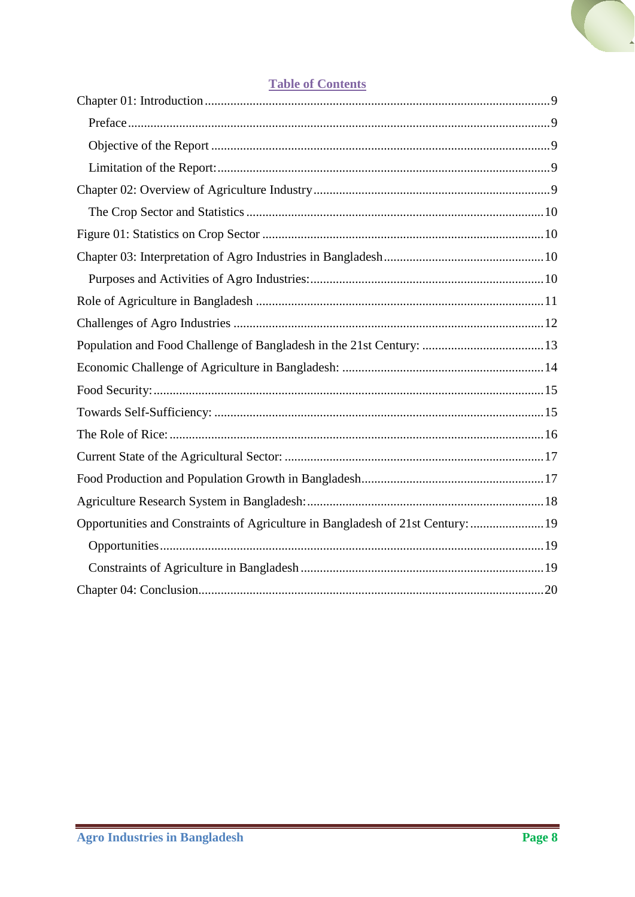## Table of Contents

- Chapter 01: Introduction ... 9
  - Preface ... 9
  - Objective of the Report ... 9
  - Limitation of the Report: ... 9
- Chapter 02: Overview of Agriculture Industry ... 9
  - The Crop Sector and Statistics ... 10
- Figure 01: Statistics on Crop Sector ... 10
- Chapter 03: Interpretation of Agro Industries in Bangladesh ... 10
  - Purposes and Activities of Agro Industries: ... 10
- Role of Agriculture in Bangladesh ... 11
- Challenges of Agro Industries ... 12
- Population and Food Challenge of Bangladesh in the 21st Century: ... 13
- Economic Challenge of Agriculture in Bangladesh: ... 14
- Food Security: ... 15
- Towards Self-Sufficiency: ... 15
- The Role of Rice: ... 16
- Current State of the Agricultural Sector: ... 17
- Food Production and Population Growth in Bangladesh ... 17
- Agriculture Research System in Bangladesh: ... 18
- Opportunities and Constraints of Agriculture in Bangladesh of 21st Century: ... 19
  - Opportunities ... 19
  - Constraints of Agriculture in Bangladesh ... 19
- Chapter 04: Conclusion ... 20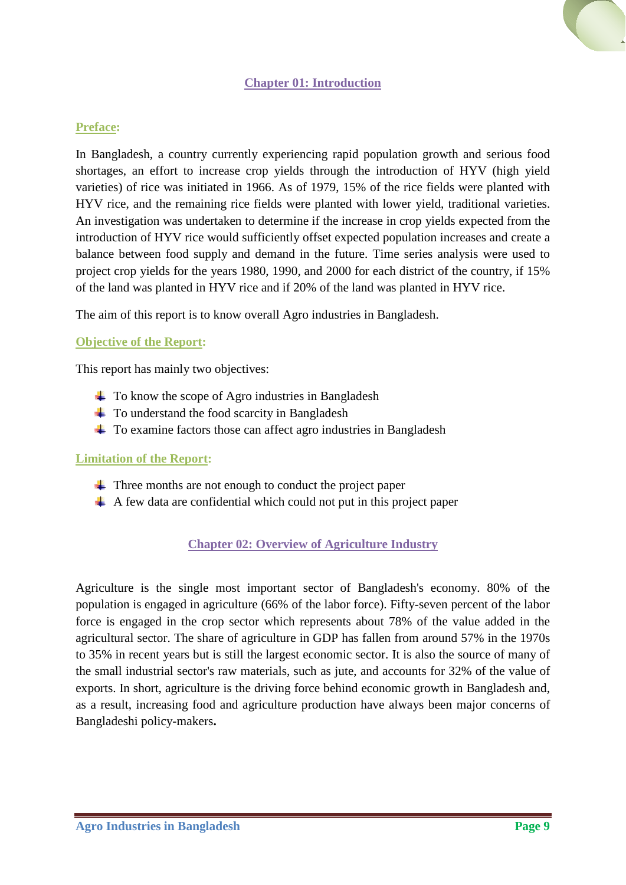## Chapter 01: Introduction

### Preface:

In Bangladesh, a country currently experiencing rapid population growth and serious food shortages, an effort to increase crop yields through the introduction of HYV (high yield varieties) of rice was initiated in 1966. As of 1979, 15% of the rice fields were planted with HYV rice, and the remaining rice fields were planted with lower yield, traditional varieties. An investigation was undertaken to determine if the increase in crop yields expected from the introduction of HYV rice would sufficiently offset expected population increases and create a balance between food supply and demand in the future. Time series analysis were used to project crop yields for the years 1980, 1990, and 2000 for each district of the country, if 15% of the land was planted in HYV rice and if 20% of the land was planted in HYV rice.

The aim of this report is to know overall Agro industries in Bangladesh.

### Objective of the Report:

This report has mainly two objectives:

- To know the scope of Agro industries in Bangladesh
- To understand the food scarcity in Bangladesh
- To examine factors those can affect agro industries in Bangladesh

### Limitation of the Report:

- Three months are not enough to conduct the project paper
- A few data are confidential which could not put in this project paper

## Chapter 02: Overview of Agriculture Industry

Agriculture is the single most important sector of Bangladesh's economy. 80% of the population is engaged in agriculture (66% of the labor force). Fifty-seven percent of the labor force is engaged in the crop sector which represents about 78% of the value added in the agricultural sector. The share of agriculture in GDP has fallen from around 57% in the 1970s to 35% in recent years but is still the largest economic sector. It is also the source of many of the small industrial sector's raw materials, such as jute, and accounts for 32% of the value of exports. In short, agriculture is the driving force behind economic growth in Bangladesh and, as a result, increasing food and agriculture production have always been major concerns of Bangladeshi policy-makers**.**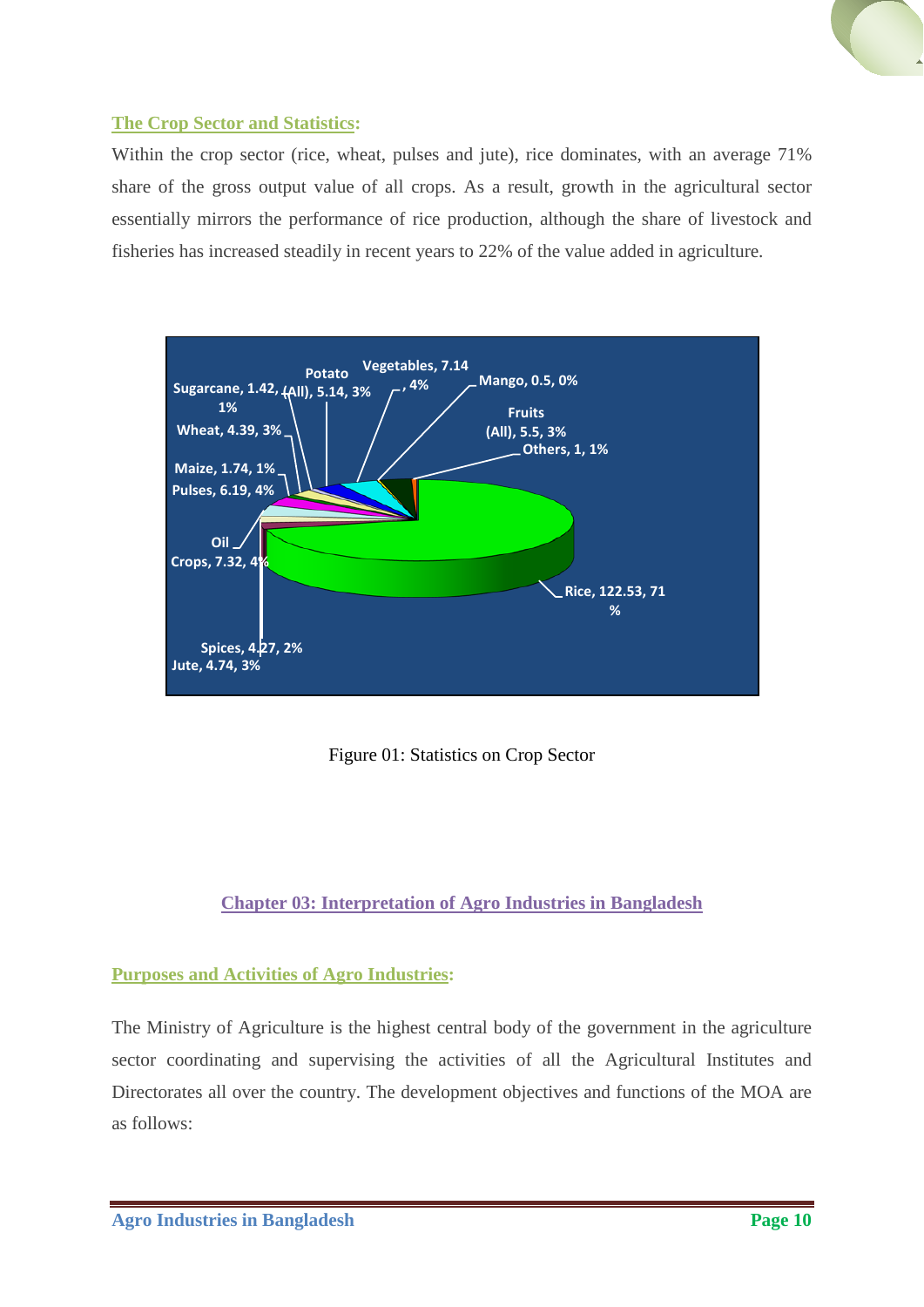## The Crop Sector and Statistics:

Within the crop sector (rice, wheat, pulses and jute), rice dominates, with an average 71% share of the gross output value of all crops. As a result, growth in the agricultural sector essentially mirrors the performance of rice production, although the share of livestock and fisheries has increased steadily in recent years to 22% of the value added in agriculture.

Figure 01: Statistics on Crop Sector

# Chapter 03: Interpretation of Agro Industries in Bangladesh

## Purposes and Activities of Agro Industries:

The Ministry of Agriculture is the highest central body of the government in the agriculture sector coordinating and supervising the activities of all the Agricultural Institutes and Directorates all over the country. The development objectives and functions of the MOA are as follows: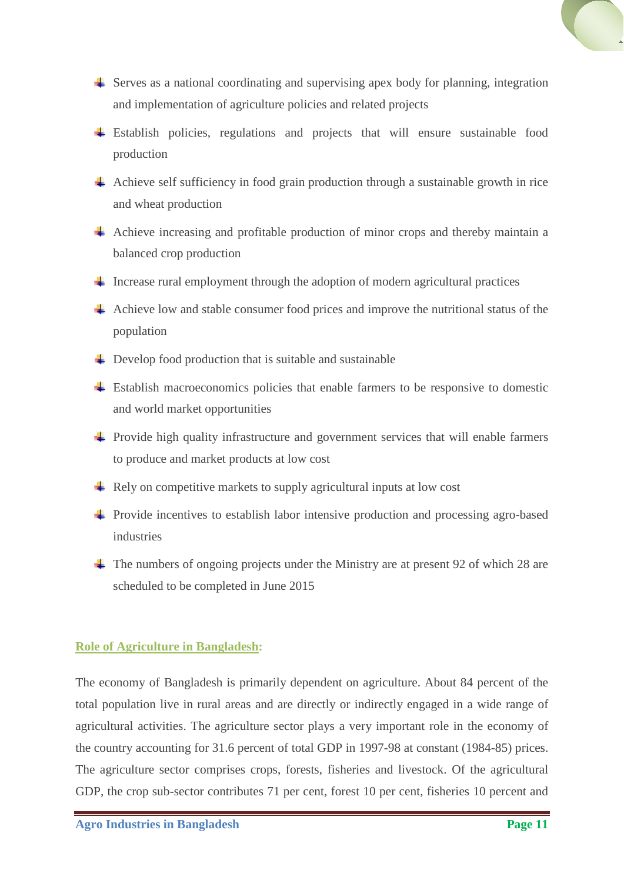- Serves as a national coordinating and supervising apex body for planning, integration and implementation of agriculture policies and related projects
- Establish policies, regulations and projects that will ensure sustainable food production
- Achieve self sufficiency in food grain production through a sustainable growth in rice and wheat production
- Achieve increasing and profitable production of minor crops and thereby maintain a balanced crop production
- Increase rural employment through the adoption of modern agricultural practices
- Achieve low and stable consumer food prices and improve the nutritional status of the population
- Develop food production that is suitable and sustainable
- Establish macroeconomics policies that enable farmers to be responsive to domestic and world market opportunities
- Provide high quality infrastructure and government services that will enable farmers to produce and market products at low cost
- Rely on competitive markets to supply agricultural inputs at low cost
- Provide incentives to establish labor intensive production and processing agro-based industries
- The numbers of ongoing projects under the Ministry are at present 92 of which 28 are scheduled to be completed in June 2015

## Role of Agriculture in Bangladesh:

The economy of Bangladesh is primarily dependent on agriculture. About 84 percent of the total population live in rural areas and are directly or indirectly engaged in a wide range of agricultural activities. The agriculture sector plays a very important role in the economy of the country accounting for 31.6 percent of total GDP in 1997-98 at constant (1984-85) prices. The agriculture sector comprises crops, forests, fisheries and livestock. Of the agricultural GDP, the crop sub-sector contributes 71 per cent, forest 10 per cent, fisheries 10 percent and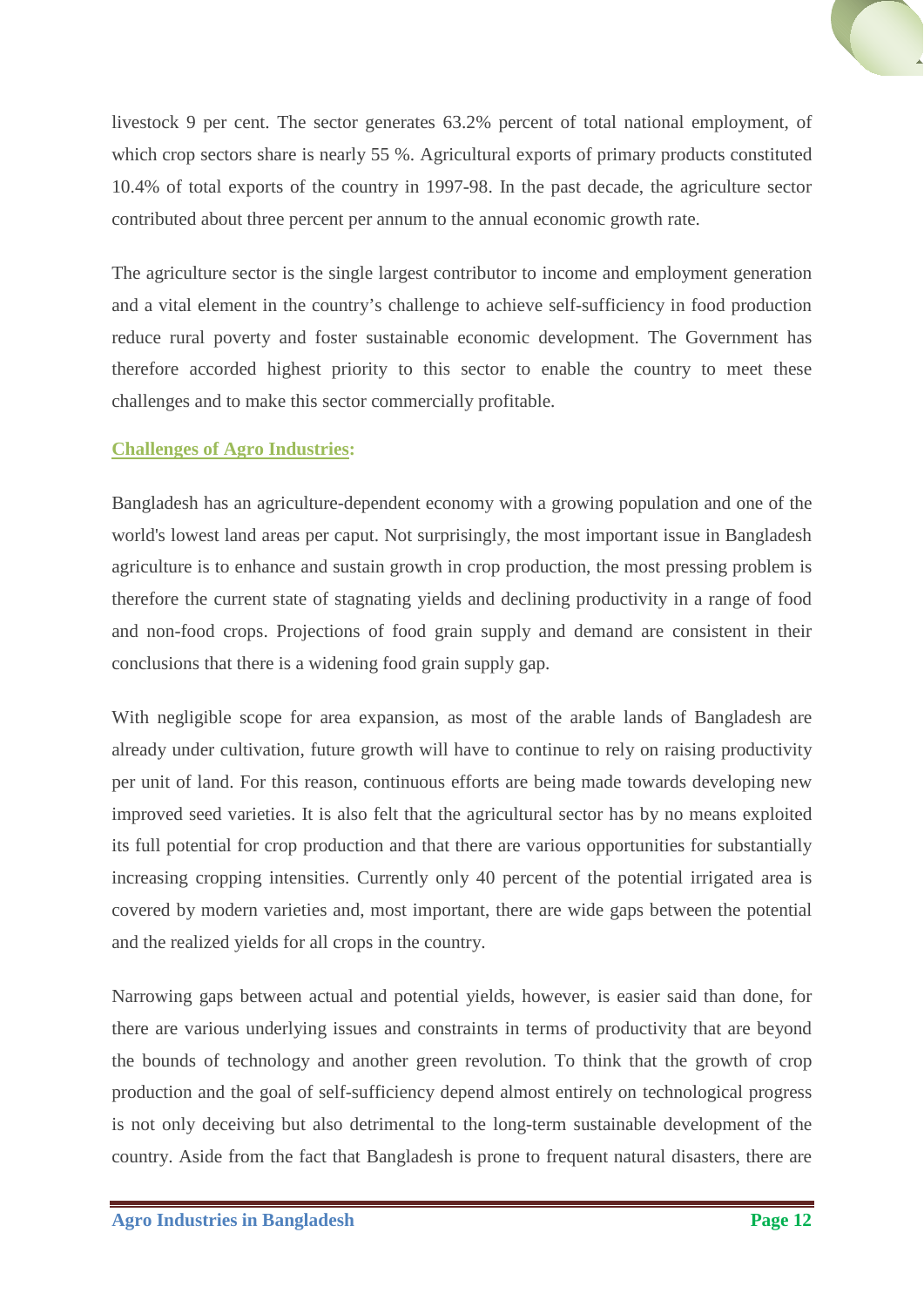livestock 9 per cent. The sector generates 63.2% percent of total national employment, of which crop sectors share is nearly 55 %. Agricultural exports of primary products constituted 10.4% of total exports of the country in 1997-98. In the past decade, the agriculture sector contributed about three percent per annum to the annual economic growth rate.

The agriculture sector is the single largest contributor to income and employment generation and a vital element in the country's challenge to achieve self-sufficiency in food production reduce rural poverty and foster sustainable economic development. The Government has therefore accorded highest priority to this sector to enable the country to meet these challenges and to make this sector commercially profitable.

## Challenges of Agro Industries:

Bangladesh has an agriculture-dependent economy with a growing population and one of the world's lowest land areas per caput. Not surprisingly, the most important issue in Bangladesh agriculture is to enhance and sustain growth in crop production, the most pressing problem is therefore the current state of stagnating yields and declining productivity in a range of food and non-food crops. Projections of food grain supply and demand are consistent in their conclusions that there is a widening food grain supply gap.

With negligible scope for area expansion, as most of the arable lands of Bangladesh are already under cultivation, future growth will have to continue to rely on raising productivity per unit of land. For this reason, continuous efforts are being made towards developing new improved seed varieties. It is also felt that the agricultural sector has by no means exploited its full potential for crop production and that there are various opportunities for substantially increasing cropping intensities. Currently only 40 percent of the potential irrigated area is covered by modern varieties and, most important, there are wide gaps between the potential and the realized yields for all crops in the country.

Narrowing gaps between actual and potential yields, however, is easier said than done, for there are various underlying issues and constraints in terms of productivity that are beyond the bounds of technology and another green revolution. To think that the growth of crop production and the goal of self-sufficiency depend almost entirely on technological progress is not only deceiving but also detrimental to the long-term sustainable development of the country. Aside from the fact that Bangladesh is prone to frequent natural disasters, there are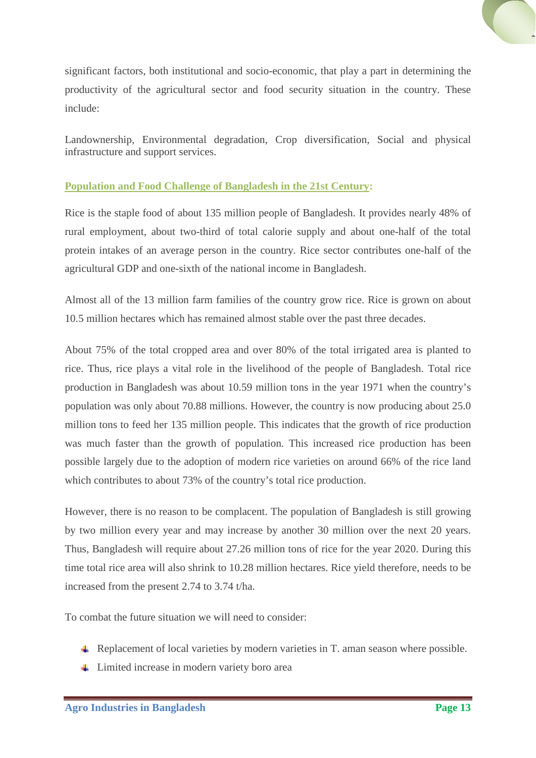significant factors, both institutional and socio-economic, that play a part in determining the productivity of the agricultural sector and food security situation in the country. These include:

Landownership, Environmental degradation, Crop diversification, Social and physical infrastructure and support services.

## Population and Food Challenge of Bangladesh in the 21st Century:

Rice is the staple food of about 135 million people of Bangladesh. It provides nearly 48% of rural employment, about two-third of total calorie supply and about one-half of the total protein intakes of an average person in the country. Rice sector contributes one-half of the agricultural GDP and one-sixth of the national income in Bangladesh.

Almost all of the 13 million farm families of the country grow rice. Rice is grown on about 10.5 million hectares which has remained almost stable over the past three decades.

About 75% of the total cropped area and over 80% of the total irrigated area is planted to rice. Thus, rice plays a vital role in the livelihood of the people of Bangladesh. Total rice production in Bangladesh was about 10.59 million tons in the year 1971 when the country's population was only about 70.88 millions. However, the country is now producing about 25.0 million tons to feed her 135 million people. This indicates that the growth of rice production was much faster than the growth of population. This increased rice production has been possible largely due to the adoption of modern rice varieties on around 66% of the rice land which contributes to about 73% of the country's total rice production.

However, there is no reason to be complacent. The population of Bangladesh is still growing by two million every year and may increase by another 30 million over the next 20 years. Thus, Bangladesh will require about 27.26 million tons of rice for the year 2020. During this time total rice area will also shrink to 10.28 million hectares. Rice yield therefore, needs to be increased from the present 2.74 to 3.74 t/ha.

To combat the future situation we will need to consider:

- Replacement of local varieties by modern varieties in T. aman season where possible.
- Limited increase in modern variety boro area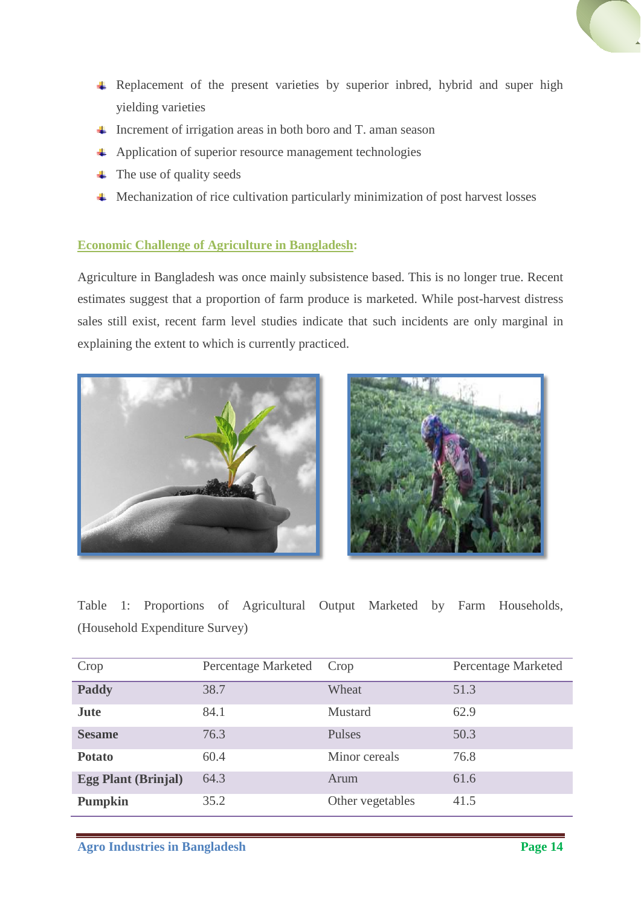- Replacement of the present varieties by superior inbred, hybrid and super high yielding varieties
- Increment of irrigation areas in both boro and T. aman season
- Application of superior resource management technologies
- The use of quality seeds
- Mechanization of rice cultivation particularly minimization of post harvest losses

## Economic Challenge of Agriculture in Bangladesh:

Agriculture in Bangladesh was once mainly subsistence based. This is no longer true. Recent estimates suggest that a proportion of farm produce is marketed. While post-harvest distress sales still exist, recent farm level studies indicate that such incidents are only marginal in explaining the extent to which is currently practiced.

Table 1: Proportions of Agricultural Output Marketed by Farm Households, (Household Expenditure Survey)

| Crop | Percentage Marketed | Crop | Percentage Marketed |
|---|---|---|---|
| **Paddy** | 38.7 | Wheat | 51.3 |
| **Jute** | 84.1 | Mustard | 62.9 |
| **Sesame** | 76.3 | Pulses | 50.3 |
| **Potato** | 60.4 | Minor cereals | 76.8 |
| **Egg Plant (Brinjal)** | 64.3 | Arum | 61.6 |
| **Pumpkin** | 35.2 | Other vegetables | 41.5 |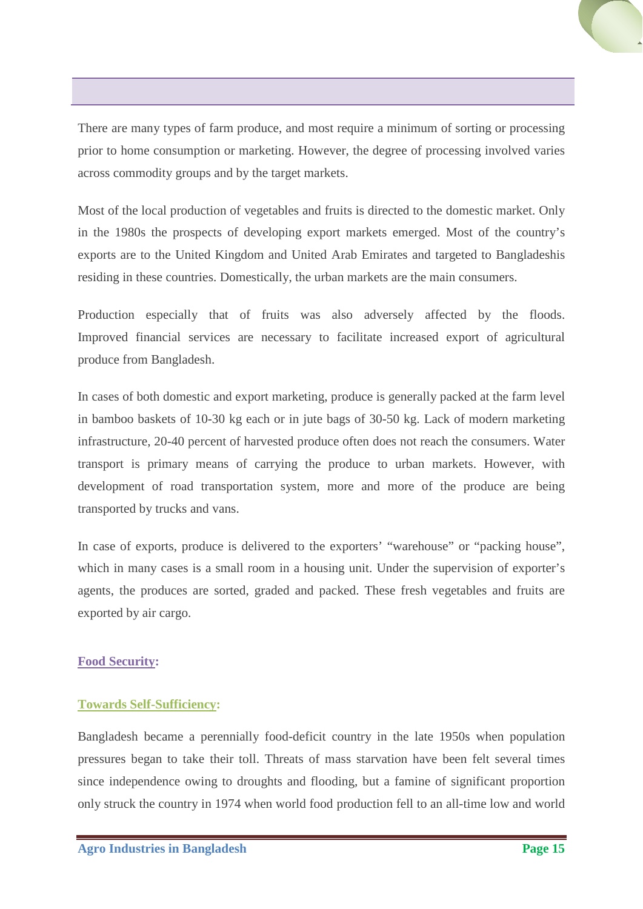There are many types of farm produce, and most require a minimum of sorting or processing prior to home consumption or marketing. However, the degree of processing involved varies across commodity groups and by the target markets.

Most of the local production of vegetables and fruits is directed to the domestic market. Only in the 1980s the prospects of developing export markets emerged. Most of the country's exports are to the United Kingdom and United Arab Emirates and targeted to Bangladeshis residing in these countries. Domestically, the urban markets are the main consumers.

Production especially that of fruits was also adversely affected by the floods. Improved financial services are necessary to facilitate increased export of agricultural produce from Bangladesh.

In cases of both domestic and export marketing, produce is generally packed at the farm level in bamboo baskets of 10-30 kg each or in jute bags of 30-50 kg. Lack of modern marketing infrastructure, 20-40 percent of harvested produce often does not reach the consumers. Water transport is primary means of carrying the produce to urban markets. However, with development of road transportation system, more and more of the produce are being transported by trucks and vans.

In case of exports, produce is delivered to the exporters' "warehouse" or "packing house", which in many cases is a small room in a housing unit. Under the supervision of exporter's agents, the produces are sorted, graded and packed. These fresh vegetables and fruits are exported by air cargo.

## Food Security:

### Towards Self-Sufficiency:

Bangladesh became a perennially food-deficit country in the late 1950s when population pressures began to take their toll. Threats of mass starvation have been felt several times since independence owing to droughts and flooding, but a famine of significant proportion only struck the country in 1974 when world food production fell to an all-time low and world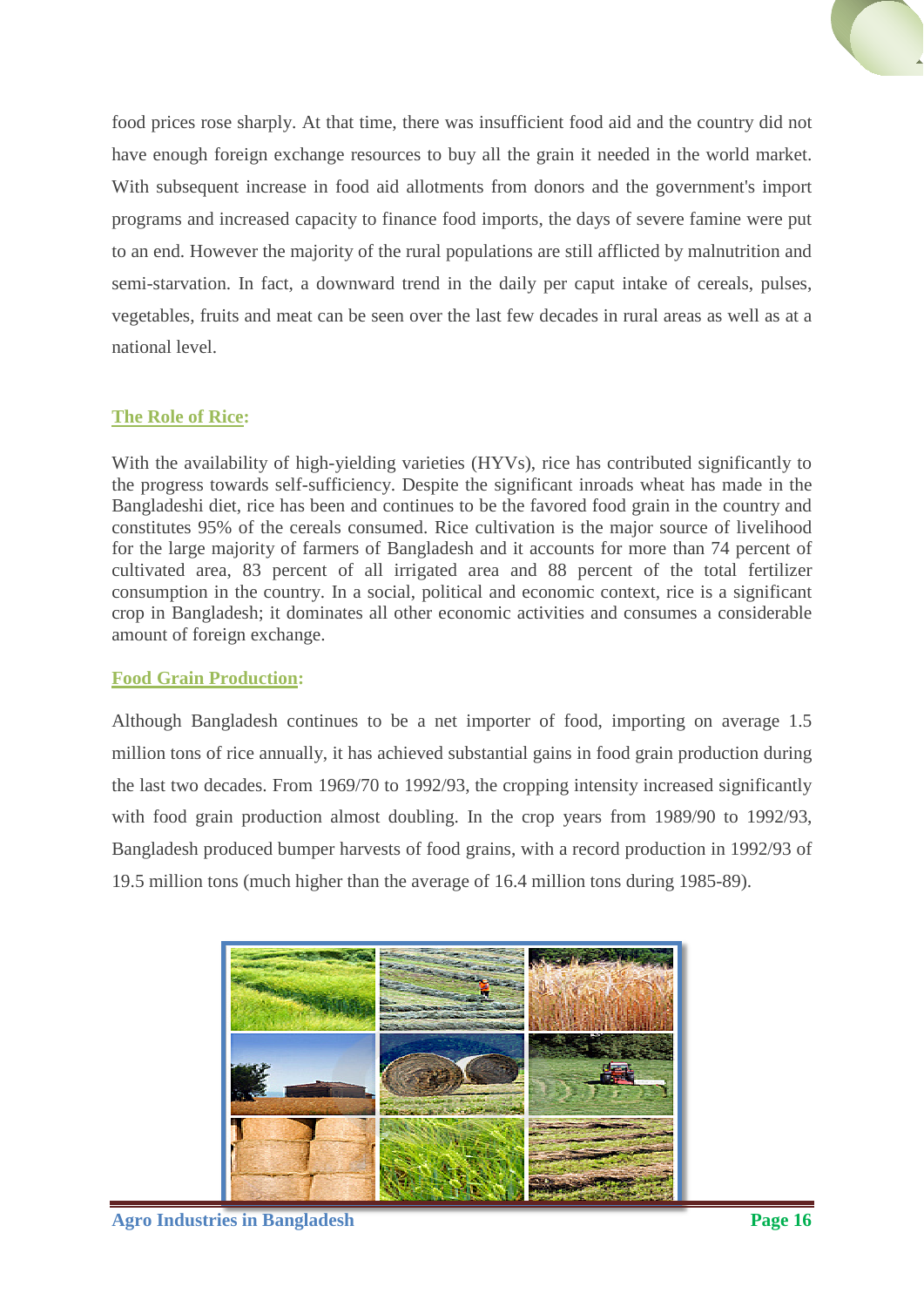food prices rose sharply. At that time, there was insufficient food aid and the country did not have enough foreign exchange resources to buy all the grain it needed in the world market. With subsequent increase in food aid allotments from donors and the government's import programs and increased capacity to finance food imports, the days of severe famine were put to an end. However the majority of the rural populations are still afflicted by malnutrition and semi-starvation. In fact, a downward trend in the daily per caput intake of cereals, pulses, vegetables, fruits and meat can be seen over the last few decades in rural areas as well as at a national level.

## The Role of Rice:

With the availability of high-yielding varieties (HYVs), rice has contributed significantly to the progress towards self-sufficiency. Despite the significant inroads wheat has made in the Bangladeshi diet, rice has been and continues to be the favored food grain in the country and constitutes 95% of the cereals consumed. Rice cultivation is the major source of livelihood for the large majority of farmers of Bangladesh and it accounts for more than 74 percent of cultivated area, 83 percent of all irrigated area and 88 percent of the total fertilizer consumption in the country. In a social, political and economic context, rice is a significant crop in Bangladesh; it dominates all other economic activities and consumes a considerable amount of foreign exchange.

## Food Grain Production:

Although Bangladesh continues to be a net importer of food, importing on average 1.5 million tons of rice annually, it has achieved substantial gains in food grain production during the last two decades. From 1969/70 to 1992/93, the cropping intensity increased significantly with food grain production almost doubling. In the crop years from 1989/90 to 1992/93, Bangladesh produced bumper harvests of food grains, with a record production in 1992/93 of 19.5 million tons (much higher than the average of 16.4 million tons during 1985-89).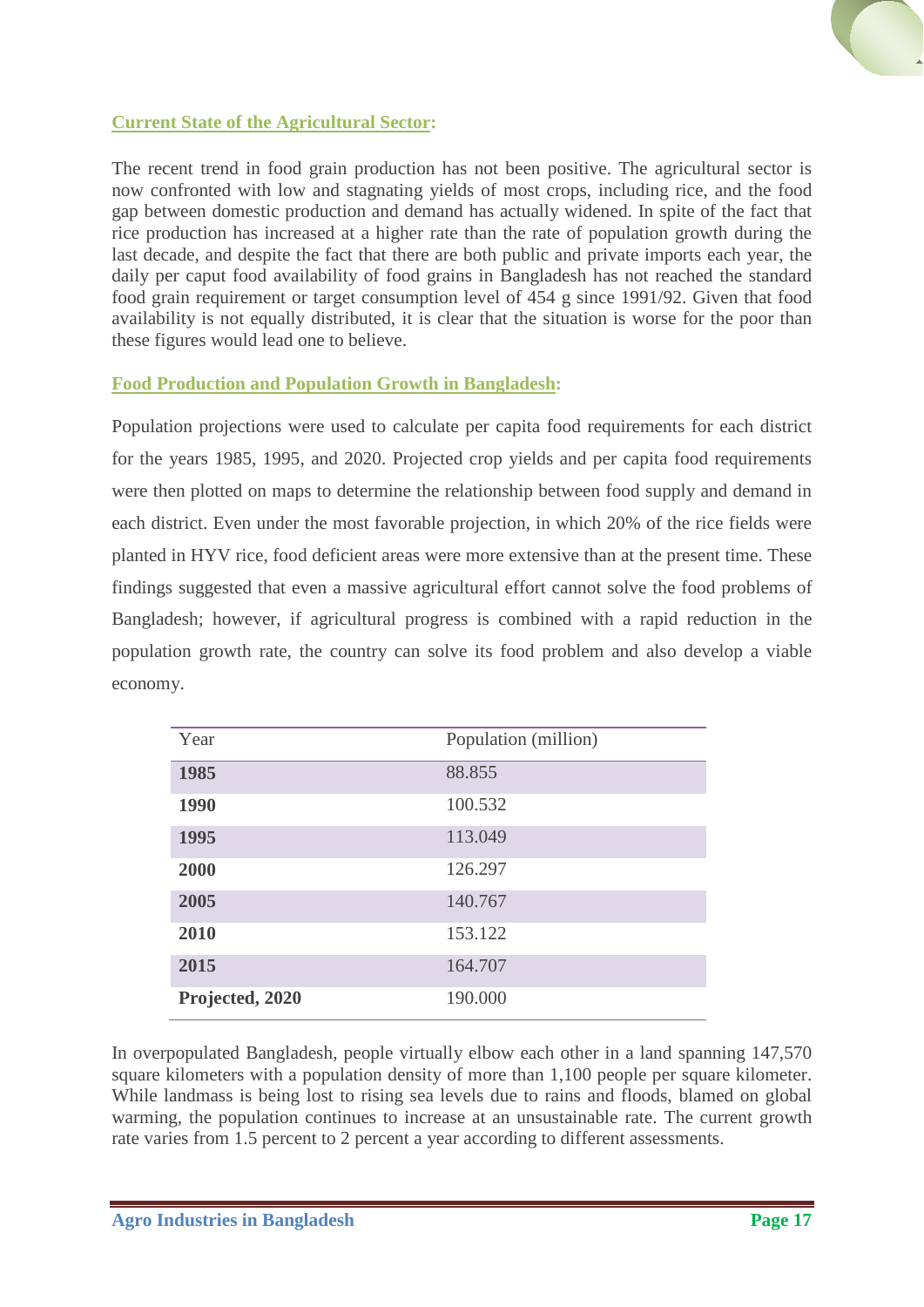## Current State of the Agricultural Sector:

The recent trend in food grain production has not been positive. The agricultural sector is now confronted with low and stagnating yields of most crops, including rice, and the food gap between domestic production and demand has actually widened. In spite of the fact that rice production has increased at a higher rate than the rate of population growth during the last decade, and despite the fact that there are both public and private imports each year, the daily per caput food availability of food grains in Bangladesh has not reached the standard food grain requirement or target consumption level of 454 g since 1991/92. Given that food availability is not equally distributed, it is clear that the situation is worse for the poor than these figures would lead one to believe.

## Food Production and Population Growth in Bangladesh:

Population projections were used to calculate per capita food requirements for each district for the years 1985, 1995, and 2020. Projected crop yields and per capita food requirements were then plotted on maps to determine the relationship between food supply and demand in each district. Even under the most favorable projection, in which 20% of the rice fields were planted in HYV rice, food deficient areas were more extensive than at the present time. These findings suggested that even a massive agricultural effort cannot solve the food problems of Bangladesh; however, if agricultural progress is combined with a rapid reduction in the population growth rate, the country can solve its food problem and also develop a viable economy.

| Year | Population (million) |
|---|---|
| **1985** | 88.855 |
| **1990** | 100.532 |
| **1995** | 113.049 |
| **2000** | 126.297 |
| **2005** | 140.767 |
| **2010** | 153.122 |
| **2015** | 164.707 |
| **Projected, 2020** | 190.000 |

In overpopulated Bangladesh, people virtually elbow each other in a land spanning 147,570 square kilometers with a population density of more than 1,100 people per square kilometer. While landmass is being lost to rising sea levels due to rains and floods, blamed on global warming, the population continues to increase at an unsustainable rate. The current growth rate varies from 1.5 percent to 2 percent a year according to different assessments.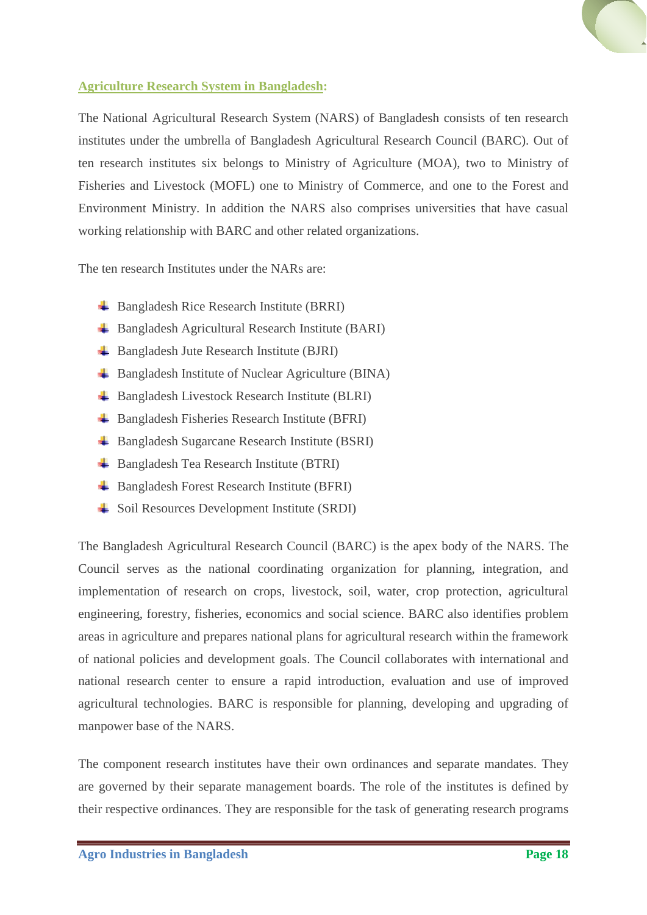## Agriculture Research System in Bangladesh:

The National Agricultural Research System (NARS) of Bangladesh consists of ten research institutes under the umbrella of Bangladesh Agricultural Research Council (BARC). Out of ten research institutes six belongs to Ministry of Agriculture (MOA), two to Ministry of Fisheries and Livestock (MOFL) one to Ministry of Commerce, and one to the Forest and Environment Ministry. In addition the NARS also comprises universities that have casual working relationship with BARC and other related organizations.

The ten research Institutes under the NARs are:

- Bangladesh Rice Research Institute (BRRI)
- Bangladesh Agricultural Research Institute (BARI)
- Bangladesh Jute Research Institute (BJRI)
- Bangladesh Institute of Nuclear Agriculture (BINA)
- Bangladesh Livestock Research Institute (BLRI)
- Bangladesh Fisheries Research Institute (BFRI)
- Bangladesh Sugarcane Research Institute (BSRI)
- Bangladesh Tea Research Institute (BTRI)
- Bangladesh Forest Research Institute (BFRI)
- Soil Resources Development Institute (SRDI)

The Bangladesh Agricultural Research Council (BARC) is the apex body of the NARS. The Council serves as the national coordinating organization for planning, integration, and implementation of research on crops, livestock, soil, water, crop protection, agricultural engineering, forestry, fisheries, economics and social science. BARC also identifies problem areas in agriculture and prepares national plans for agricultural research within the framework of national policies and development goals. The Council collaborates with international and national research center to ensure a rapid introduction, evaluation and use of improved agricultural technologies. BARC is responsible for planning, developing and upgrading of manpower base of the NARS.

The component research institutes have their own ordinances and separate mandates. They are governed by their separate management boards. The role of the institutes is defined by their respective ordinances. They are responsible for the task of generating research programs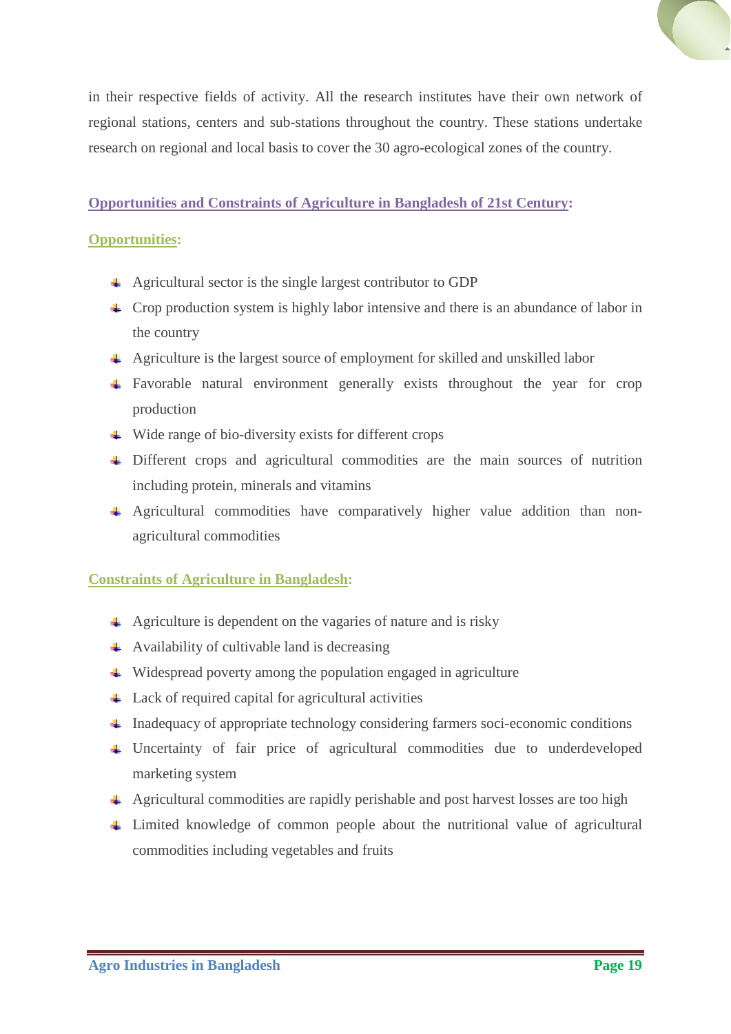in their respective fields of activity. All the research institutes have their own network of regional stations, centers and sub-stations throughout the country. These stations undertake research on regional and local basis to cover the 30 agro-ecological zones of the country.

## Opportunities and Constraints of Agriculture in Bangladesh of 21st Century:

### Opportunities:

- Agricultural sector is the single largest contributor to GDP
- Crop production system is highly labor intensive and there is an abundance of labor in the country
- Agriculture is the largest source of employment for skilled and unskilled labor
- Favorable natural environment generally exists throughout the year for crop production
- Wide range of bio-diversity exists for different crops
- Different crops and agricultural commodities are the main sources of nutrition including protein, minerals and vitamins
- Agricultural commodities have comparatively higher value addition than non-agricultural commodities

### Constraints of Agriculture in Bangladesh:

- Agriculture is dependent on the vagaries of nature and is risky
- Availability of cultivable land is decreasing
- Widespread poverty among the population engaged in agriculture
- Lack of required capital for agricultural activities
- Inadequacy of appropriate technology considering farmers soci-economic conditions
- Uncertainty of fair price of agricultural commodities due to underdeveloped marketing system
- Agricultural commodities are rapidly perishable and post harvest losses are too high
- Limited knowledge of common people about the nutritional value of agricultural commodities including vegetables and fruits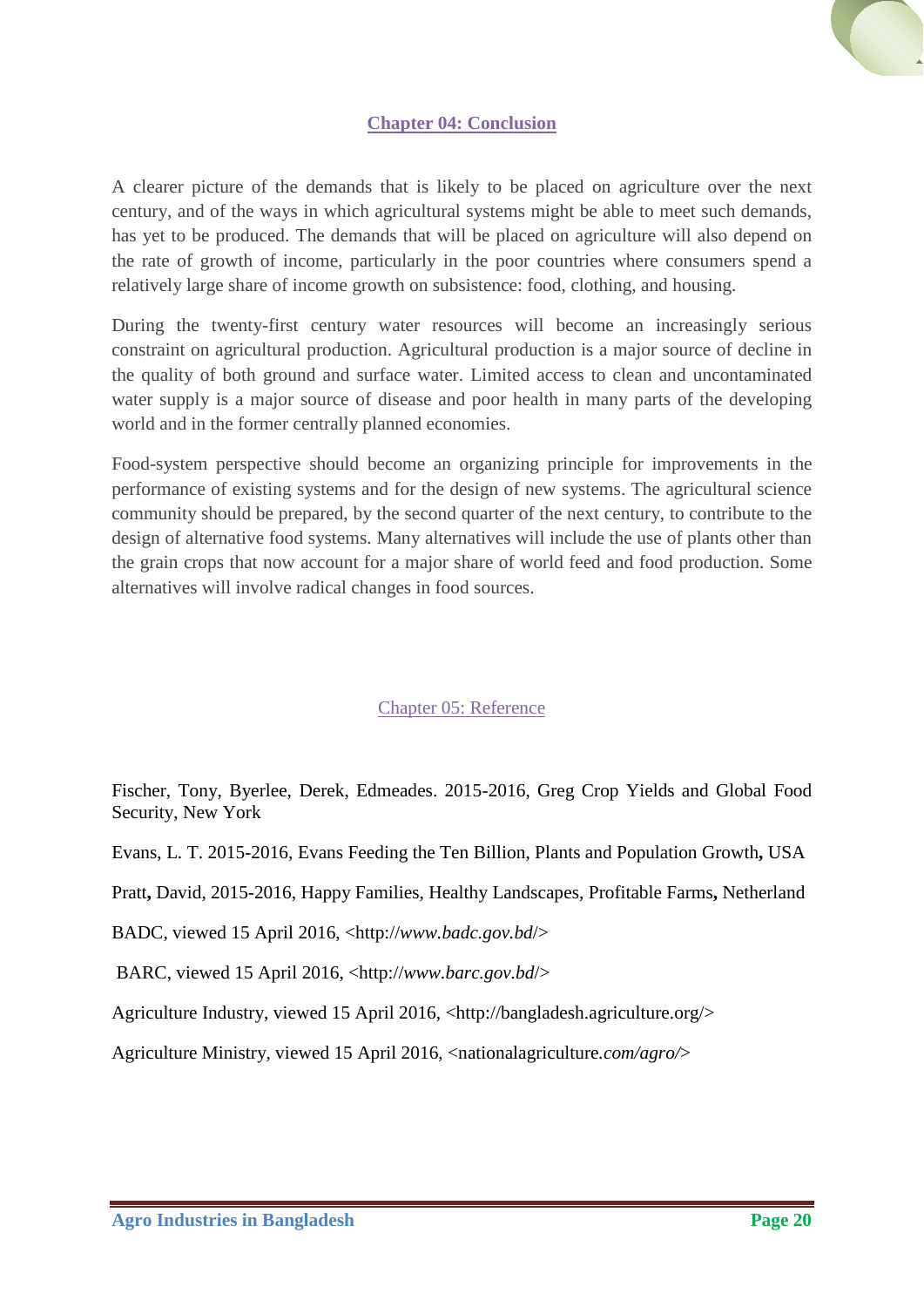## Chapter 04: Conclusion

A clearer picture of the demands that is likely to be placed on agriculture over the next century, and of the ways in which agricultural systems might be able to meet such demands, has yet to be produced. The demands that will be placed on agriculture will also depend on the rate of growth of income, particularly in the poor countries where consumers spend a relatively large share of income growth on subsistence: food, clothing, and housing.

During the twenty-first century water resources will become an increasingly serious constraint on agricultural production. Agricultural production is a major source of decline in the quality of both ground and surface water. Limited access to clean and uncontaminated water supply is a major source of disease and poor health in many parts of the developing world and in the former centrally planned economies.

Food-system perspective should become an organizing principle for improvements in the performance of existing systems and for the design of new systems. The agricultural science community should be prepared, by the second quarter of the next century, to contribute to the design of alternative food systems. Many alternatives will include the use of plants other than the grain crops that now account for a major share of world feed and food production. Some alternatives will involve radical changes in food sources.

## Chapter 05: Reference

Fischer, Tony, Byerlee, Derek, Edmeades. 2015-2016, Greg Crop Yields and Global Food Security, New York

Evans, L. T. 2015-2016, Evans Feeding the Ten Billion, Plants and Population Growth**,** USA

Pratt**,** David, 2015-2016, Happy Families, Healthy Landscapes, Profitable Farms**,** Netherland

BADC, viewed 15 April 2016, <http://*www.badc.gov.bd*/>

BARC, viewed 15 April 2016, <http://*www.barc.gov.bd*/>

Agriculture Industry, viewed 15 April 2016, <http://bangladesh.agriculture.org/>

Agriculture Ministry, viewed 15 April 2016, <nationalagriculture*.com/agro/*>